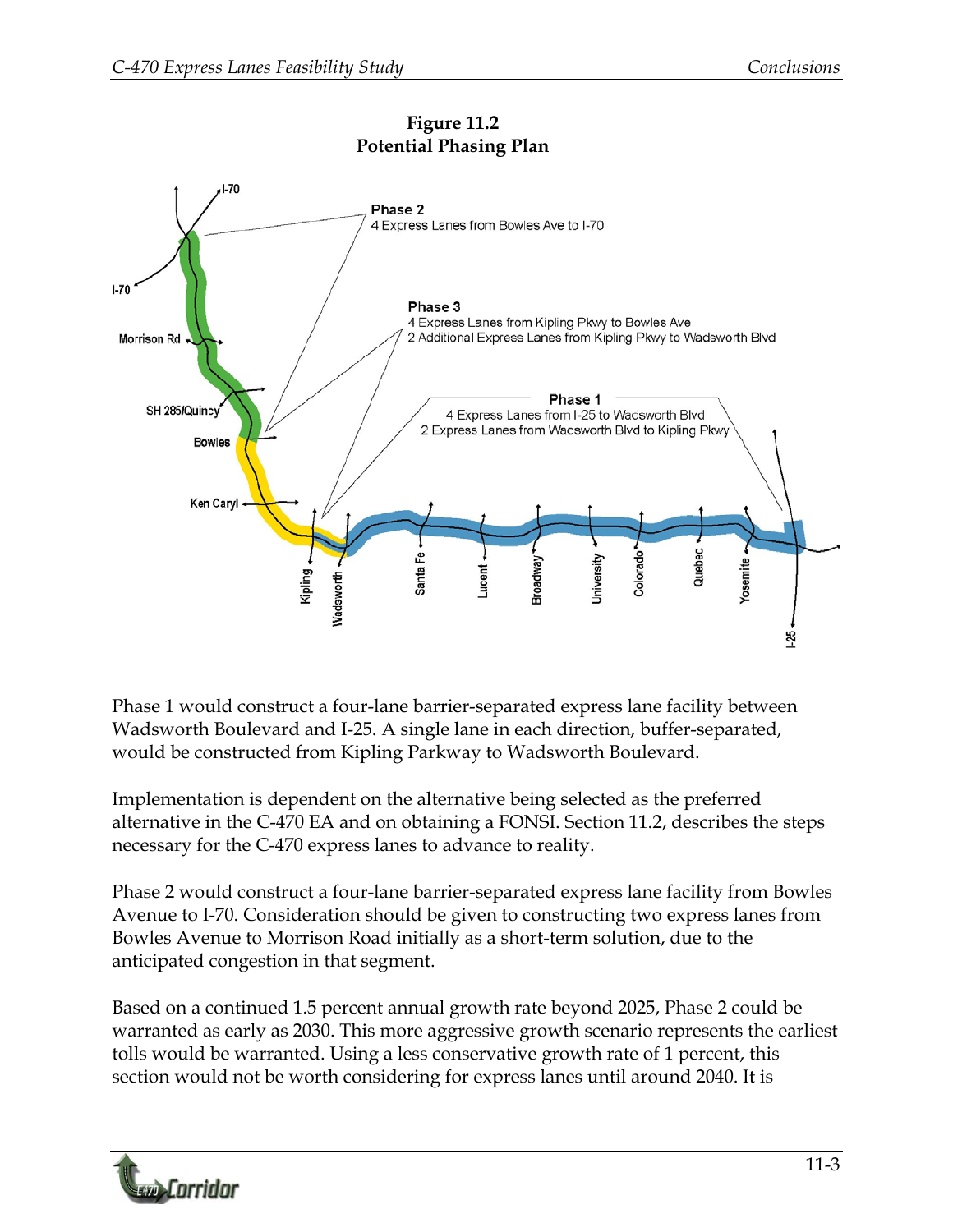**Figure 11.2**
**Potential Phasing Plan**

Phase 1 would construct a four-lane barrier-separated express lane facility between Wadsworth Boulevard and I-25. A single lane in each direction, buffer-separated, would be constructed from Kipling Parkway to Wadsworth Boulevard.

Implementation is dependent on the alternative being selected as the preferred alternative in the C-470 EA and on obtaining a FONSI. Section 11.2, describes the steps necessary for the C-470 express lanes to advance to reality.

Phase 2 would construct a four-lane barrier-separated express lane facility from Bowles Avenue to I-70. Consideration should be given to constructing two express lanes from Bowles Avenue to Morrison Road initially as a short-term solution, due to the anticipated congestion in that segment.

Based on a continued 1.5 percent annual growth rate beyond 2025, Phase 2 could be warranted as early as 2030. This more aggressive growth scenario represents the earliest tolls would be warranted. Using a less conservative growth rate of 1 percent, this section would not be worth considering for express lanes until around 2040. It is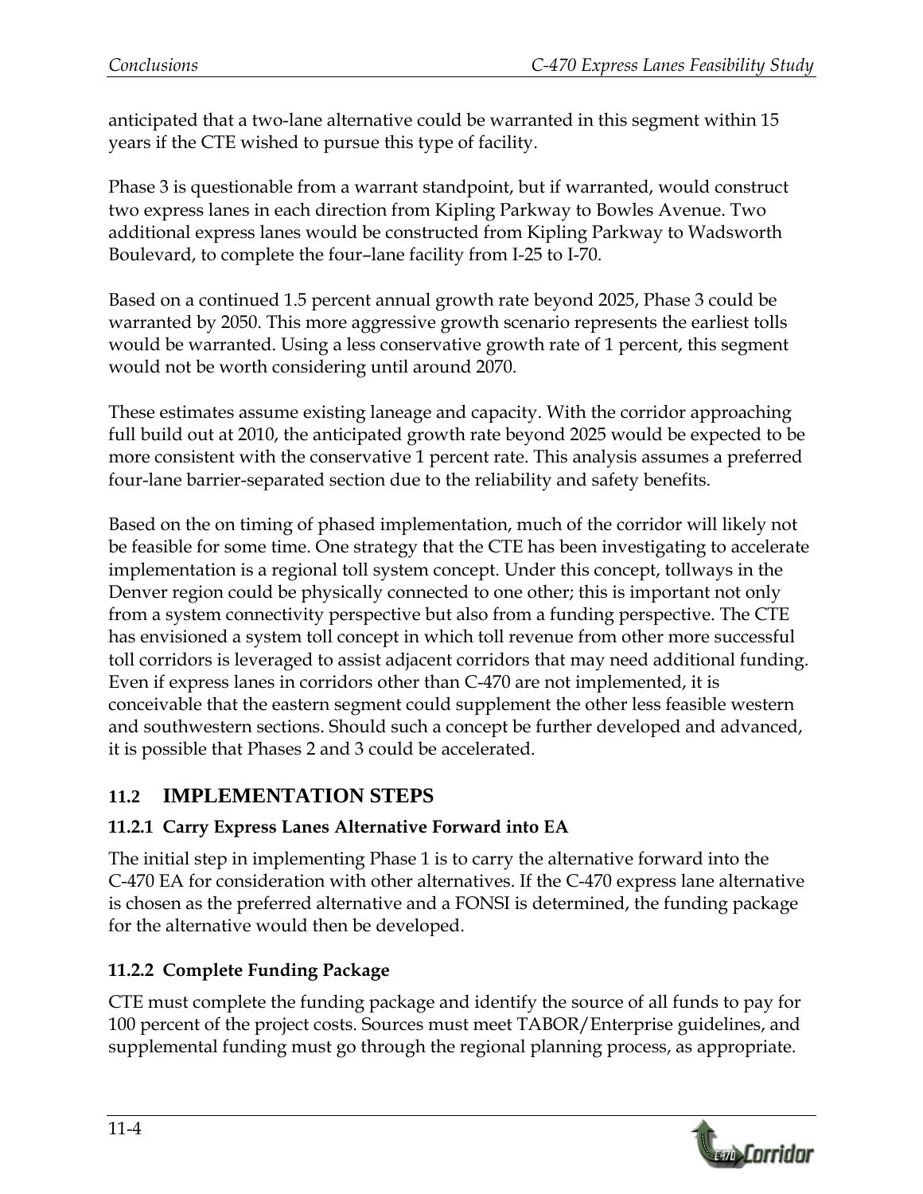anticipated that a two-lane alternative could be warranted in this segment within 15 years if the CTE wished to pursue this type of facility.

Phase 3 is questionable from a warrant standpoint, but if warranted, would construct two express lanes in each direction from Kipling Parkway to Bowles Avenue. Two additional express lanes would be constructed from Kipling Parkway to Wadsworth Boulevard, to complete the four–lane facility from I-25 to I-70.

Based on a continued 1.5 percent annual growth rate beyond 2025, Phase 3 could be warranted by 2050. This more aggressive growth scenario represents the earliest tolls would be warranted. Using a less conservative growth rate of 1 percent, this segment would not be worth considering until around 2070.

These estimates assume existing laneage and capacity. With the corridor approaching full build out at 2010, the anticipated growth rate beyond 2025 would be expected to be more consistent with the conservative 1 percent rate. This analysis assumes a preferred four-lane barrier-separated section due to the reliability and safety benefits.

Based on the on timing of phased implementation, much of the corridor will likely not be feasible for some time. One strategy that the CTE has been investigating to accelerate implementation is a regional toll system concept. Under this concept, tollways in the Denver region could be physically connected to one other; this is important not only from a system connectivity perspective but also from a funding perspective. The CTE has envisioned a system toll concept in which toll revenue from other more successful toll corridors is leveraged to assist adjacent corridors that may need additional funding. Even if express lanes in corridors other than C-470 are not implemented, it is conceivable that the eastern segment could supplement the other less feasible western and southwestern sections. Should such a concept be further developed and advanced, it is possible that Phases 2 and 3 could be accelerated.

## 11.2 IMPLEMENTATION STEPS

### 11.2.1 Carry Express Lanes Alternative Forward into EA

The initial step in implementing Phase 1 is to carry the alternative forward into the C-470 EA for consideration with other alternatives. If the C-470 express lane alternative is chosen as the preferred alternative and a FONSI is determined, the funding package for the alternative would then be developed.

### 11.2.2 Complete Funding Package

CTE must complete the funding package and identify the source of all funds to pay for 100 percent of the project costs. Sources must meet TABOR/Enterprise guidelines, and supplemental funding must go through the regional planning process, as appropriate.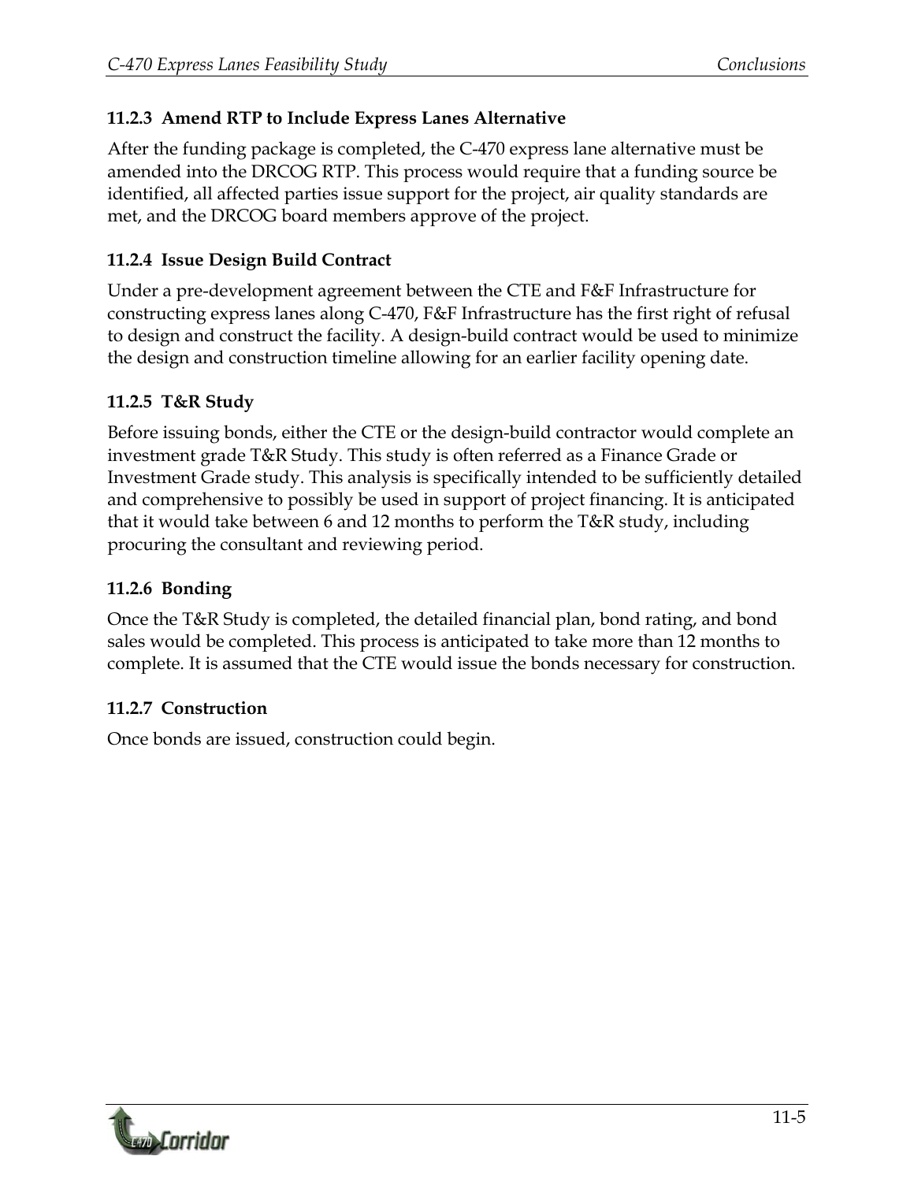### 11.2.3 Amend RTP to Include Express Lanes Alternative

After the funding package is completed, the C-470 express lane alternative must be amended into the DRCOG RTP. This process would require that a funding source be identified, all affected parties issue support for the project, air quality standards are met, and the DRCOG board members approve of the project.

### 11.2.4 Issue Design Build Contract

Under a pre-development agreement between the CTE and F&F Infrastructure for constructing express lanes along C-470, F&F Infrastructure has the first right of refusal to design and construct the facility. A design-build contract would be used to minimize the design and construction timeline allowing for an earlier facility opening date.

### 11.2.5 T&R Study

Before issuing bonds, either the CTE or the design-build contractor would complete an investment grade T&R Study. This study is often referred as a Finance Grade or Investment Grade study. This analysis is specifically intended to be sufficiently detailed and comprehensive to possibly be used in support of project financing. It is anticipated that it would take between 6 and 12 months to perform the T&R study, including procuring the consultant and reviewing period.

### 11.2.6 Bonding

Once the T&R Study is completed, the detailed financial plan, bond rating, and bond sales would be completed. This process is anticipated to take more than 12 months to complete. It is assumed that the CTE would issue the bonds necessary for construction.

### 11.2.7 Construction

Once bonds are issued, construction could begin.